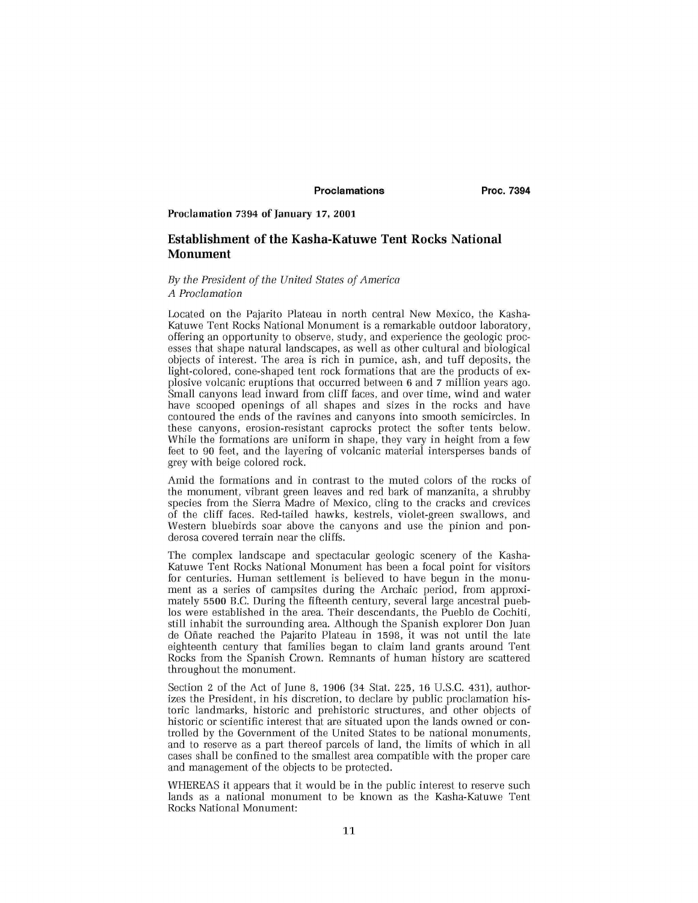Proclamation 7394 of January 17, 2001

# Establishment of the Kasha-Katuwe Tent Rocks National Monument

*By the President of the United States of America*
*A Proclamation*

Located on the Pajarito Plateau in north central New Mexico, the Kasha-Katuwe Tent Rocks National Monument is a remarkable outdoor laboratory, offering an opportunity to observe, study, and experience the geologic processes that shape natural landscapes, as well as other cultural and biological objects of interest. The area is rich in pumice, ash, and tuff deposits, the light-colored, cone-shaped tent rock formations that are the products of explosive volcanic eruptions that occurred between 6 and 7 million years ago. Small canyons lead inward from cliff faces, and over time, wind and water have scooped openings of all shapes and sizes in the rocks and have contoured the ends of the ravines and canyons into smooth semicircles. In these canyons, erosion-resistant caprocks protect the softer tents below. While the formations are uniform in shape, they vary in height from a few feet to 90 feet, and the layering of volcanic material intersperses bands of grey with beige colored rock.

Amid the formations and in contrast to the muted colors of the rocks of the monument, vibrant green leaves and red bark of manzanita, a shrubby species from the Sierra Madre of Mexico, cling to the cracks and crevices of the cliff faces. Red-tailed hawks, kestrels, violet-green swallows, and Western bluebirds soar above the canyons and use the pinion and ponderosa covered terrain near the cliffs.

The complex landscape and spectacular geologic scenery of the Kasha-Katuwe Tent Rocks National Monument has been a focal point for visitors for centuries. Human settlement is believed to have begun in the monument as a series of campsites during the Archaic period, from approximately 5500 B.C. During the fifteenth century, several large ancestral pueblos were established in the area. Their descendants, the Pueblo de Cochiti, still inhabit the surrounding area. Although the Spanish explorer Don Juan de Oñate reached the Pajarito Plateau in 1598, it was not until the late eighteenth century that families began to claim land grants around Tent Rocks from the Spanish Crown. Remnants of human history are scattered throughout the monument.

Section 2 of the Act of June 8, 1906 (34 Stat. 225, 16 U.S.C. 431), authorizes the President, in his discretion, to declare by public proclamation historic landmarks, historic and prehistoric structures, and other objects of historic or scientific interest that are situated upon the lands owned or controlled by the Government of the United States to be national monuments, and to reserve as a part thereof parcels of land, the limits of which in all cases shall be confined to the smallest area compatible with the proper care and management of the objects to be protected.

WHEREAS it appears that it would be in the public interest to reserve such lands as a national monument to be known as the Kasha-Katuwe Tent Rocks National Monument: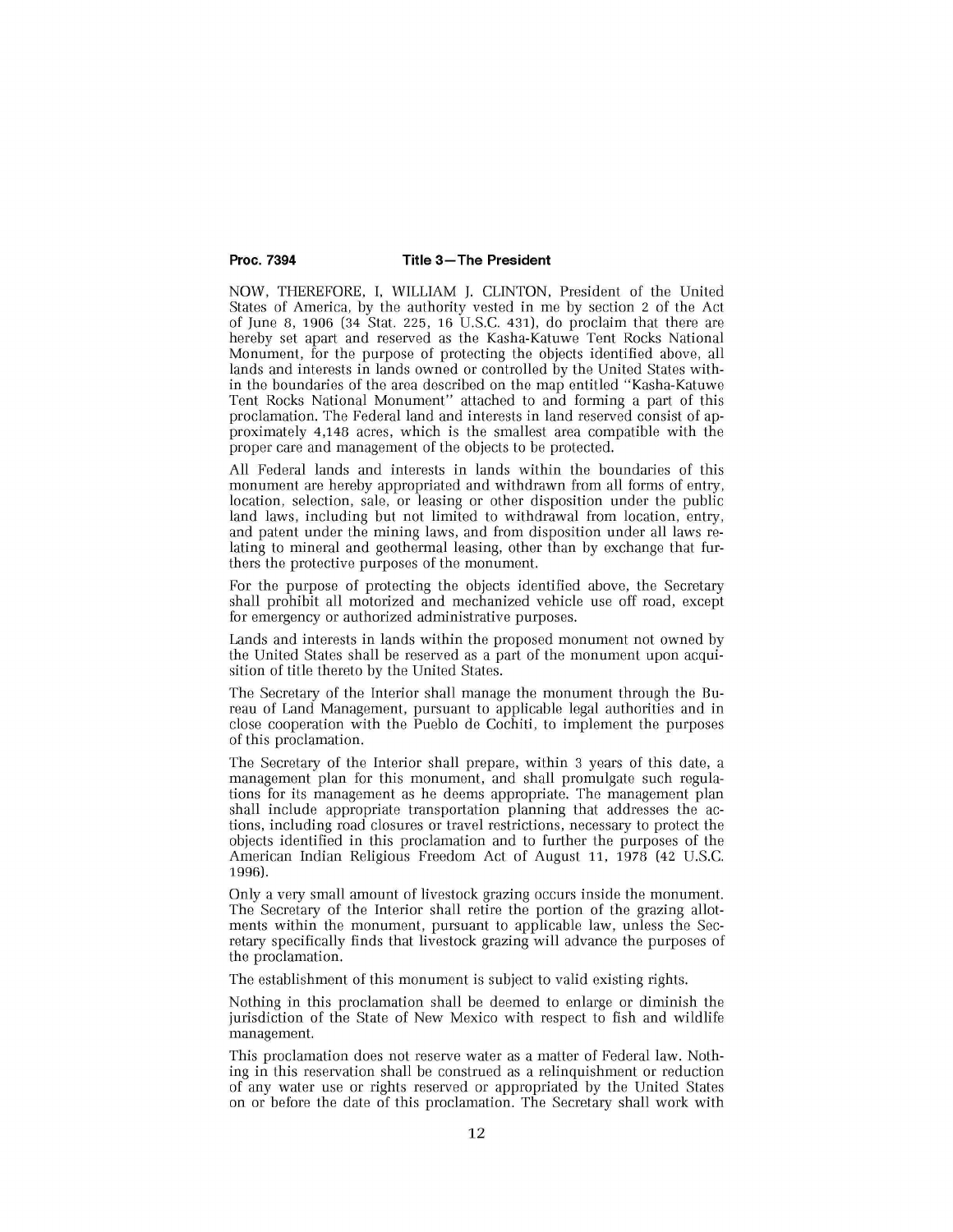NOW, THEREFORE, I, WILLIAM J. CLINTON, President of the United States of America, by the authority vested in me by section 2 of the Act of June 8, 1906 (34 Stat. 225, 16 U.S.C. 431), do proclaim that there are hereby set apart and reserved as the Kasha-Katuwe Tent Rocks National Monument, for the purpose of protecting the objects identified above, all lands and interests in lands owned or controlled by the United States within the boundaries of the area described on the map entitled "Kasha-Katuwe Tent Rocks National Monument" attached to and forming a part of this proclamation. The Federal land and interests in land reserved consist of approximately 4,148 acres, which is the smallest area compatible with the proper care and management of the objects to be protected.

All Federal lands and interests in lands within the boundaries of this monument are hereby appropriated and withdrawn from all forms of entry, location, selection, sale, or leasing or other disposition under the public land laws, including but not limited to withdrawal from location, entry, and patent under the mining laws, and from disposition under all laws relating to mineral and geothermal leasing, other than by exchange that furthers the protective purposes of the monument.

For the purpose of protecting the objects identified above, the Secretary shall prohibit all motorized and mechanized vehicle use off road, except for emergency or authorized administrative purposes.

Lands and interests in lands within the proposed monument not owned by the United States shall be reserved as a part of the monument upon acquisition of title thereto by the United States.

The Secretary of the Interior shall manage the monument through the Bureau of Land Management, pursuant to applicable legal authorities and in close cooperation with the Pueblo de Cochiti, to implement the purposes of this proclamation.

The Secretary of the Interior shall prepare, within 3 years of this date, a management plan for this monument, and shall promulgate such regulations for its management as he deems appropriate. The management plan shall include appropriate transportation planning that addresses the actions, including road closures or travel restrictions, necessary to protect the objects identified in this proclamation and to further the purposes of the American Indian Religious Freedom Act of August 11, 1978 (42 U.S.C. 1996).

Only a very small amount of livestock grazing occurs inside the monument. The Secretary of the Interior shall retire the portion of the grazing allotments within the monument, pursuant to applicable law, unless the Secretary specifically finds that livestock grazing will advance the purposes of the proclamation.

The establishment of this monument is subject to valid existing rights.

Nothing in this proclamation shall be deemed to enlarge or diminish the jurisdiction of the State of New Mexico with respect to fish and wildlife management.

This proclamation does not reserve water as a matter of Federal law. Nothing in this reservation shall be construed as a relinquishment or reduction of any water use or rights reserved or appropriated by the United States on or before the date of this proclamation. The Secretary shall work with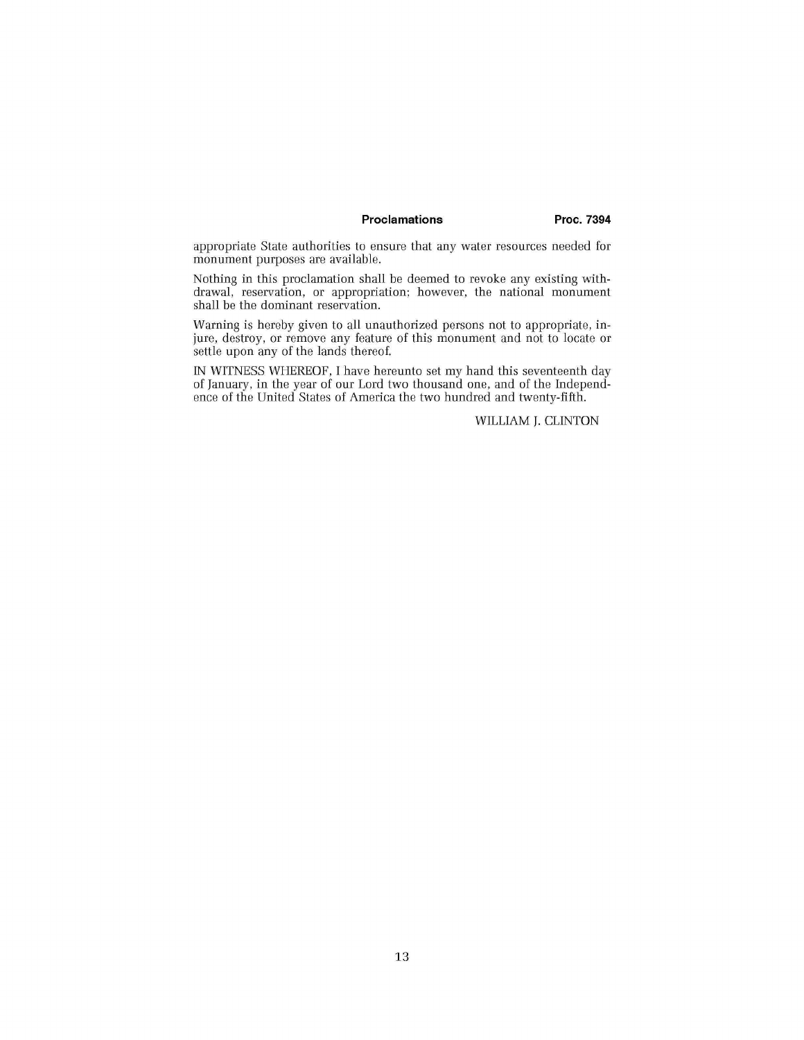appropriate State authorities to ensure that any water resources needed for monument purposes are available.

Nothing in this proclamation shall be deemed to revoke any existing withdrawal, reservation, or appropriation; however, the national monument shall be the dominant reservation.

Warning is hereby given to all unauthorized persons not to appropriate, injure, destroy, or remove any feature of this monument and not to locate or settle upon any of the lands thereof.

IN WITNESS WHEREOF, I have hereunto set my hand this seventeenth day of January, in the year of our Lord two thousand one, and of the Independence of the United States of America the two hundred and twenty-fifth.

WILLIAM J. CLINTON